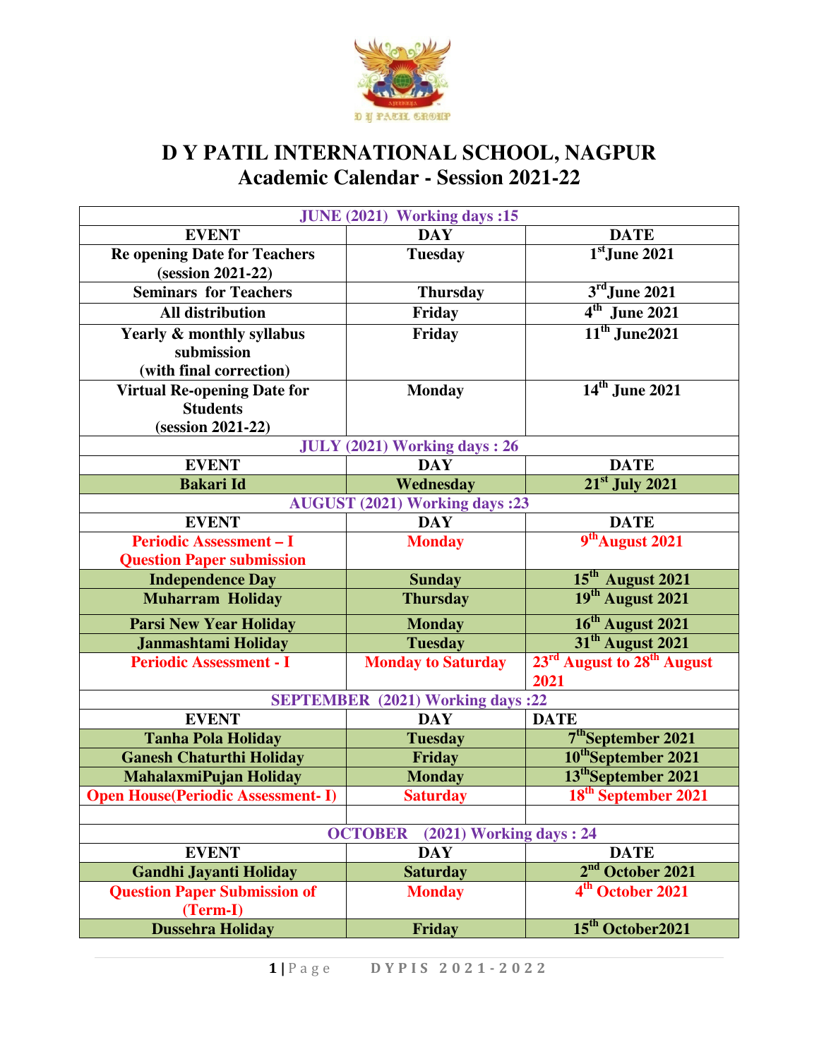# D Y PATIL INTERNATIONAL SCHOOL, NAGPUR
## Academic Calendar - Session 2021-22

| JUNE (2021) Working days :15 | | |
|---|---|---|
| **EVENT** | **DAY** | **DATE** |
| Re opening Date for Teachers (session 2021-22) | Tuesday | 1st June 2021 |
| Seminars for Teachers | Thursday | 3rd June 2021 |
| All distribution | Friday | 4th June 2021 |
| Yearly & monthly syllabus submission (with final correction) | Friday | 11th June2021 |
| Virtual Re-opening Date for Students (session 2021-22) | Monday | 14th June 2021 |
| **JULY (2021) Working days : 26** | | |
| **EVENT** | **DAY** | **DATE** |
| Bakari Id | Wednesday | 21st July 2021 |
| **AUGUST (2021) Working days :23** | | |
| **EVENT** | **DAY** | **DATE** |
| Periodic Assessment – I Question Paper submission | Monday | 9th August 2021 |
| Independence Day | Sunday | 15th August 2021 |
| Muharram Holiday | Thursday | 19th August 2021 |
| Parsi New Year Holiday | Monday | 16th August 2021 |
| Janmashtami Holiday | Tuesday | 31st August 2021 |
| Periodic Assessment - I | Monday to Saturday | 23rd August to 28th August 2021 |
| **SEPTEMBER (2021) Working days :22** | | |
| **EVENT** | **DAY** | **DATE** |
| Tanha Pola Holiday | Tuesday | 7th September 2021 |
| Ganesh Chaturthi Holiday | Friday | 10th September 2021 |
| MahalaxmiPujan Holiday | Monday | 13th September 2021 |
| Open House(Periodic Assessment- I) | Saturday | 18th September 2021 |
| | | |
| **OCTOBER (2021) Working days : 24** | | |
| **EVENT** | **DAY** | **DATE** |
| Gandhi Jayanti Holiday | Saturday | 2nd October 2021 |
| Question Paper Submission of (Term-I) | Monday | 4th October 2021 |
| Dussehra Holiday | Friday | 15th October2021 |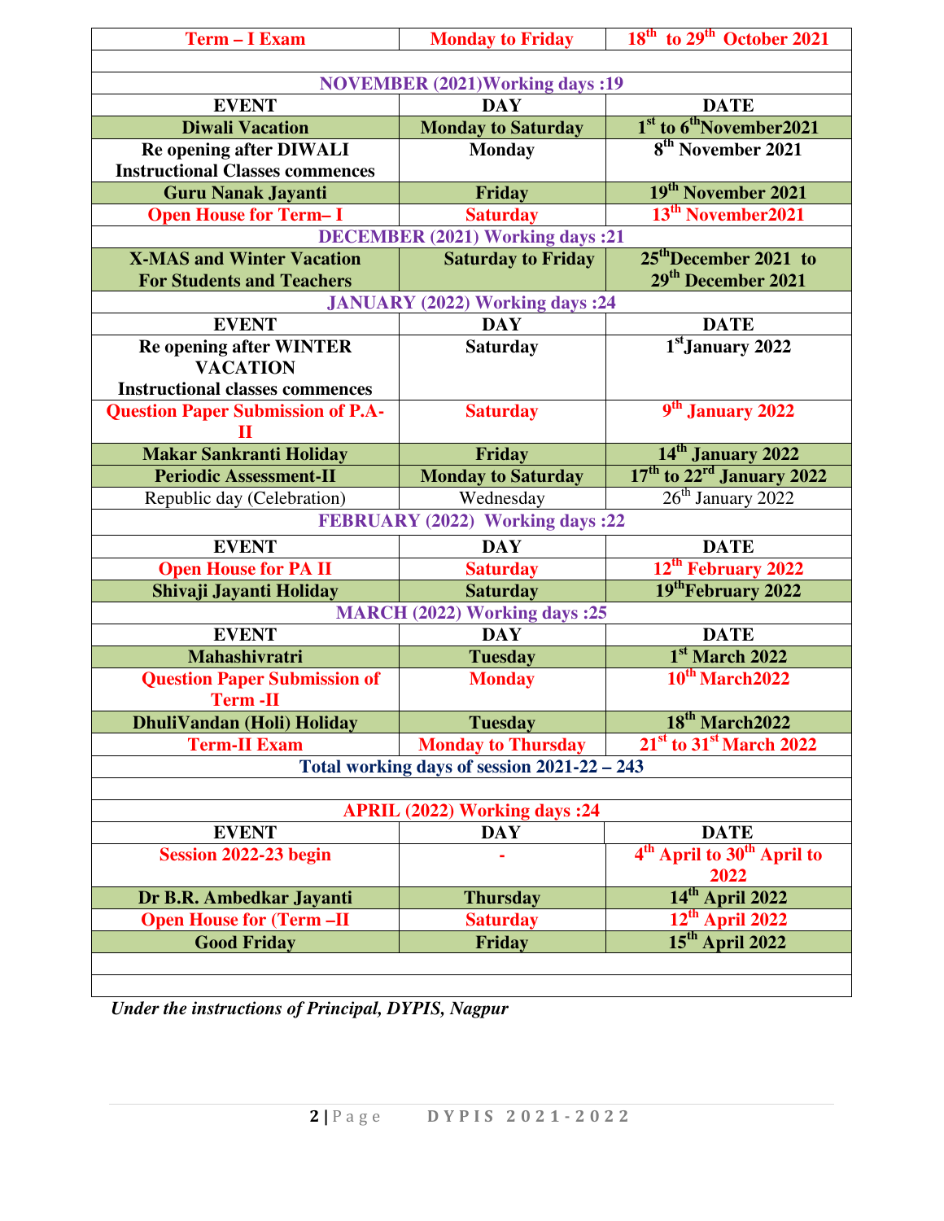| | | |
|---|---|---|
| Term – I Exam | Monday to Friday | 18th to 29th October 2021 |
| | | |
| **NOVEMBER (2021)Working days :19** | | |
| **EVENT** | **DAY** | **DATE** |
| Diwali Vacation | Monday to Saturday | 1st to 6thNovember2021 |
| Re opening after DIWALI Instructional Classes commences | Monday | 8th November 2021 |
| Guru Nanak Jayanti | Friday | 19th November 2021 |
| Open House for Term– I | Saturday | 13th November2021 |
| **DECEMBER (2021) Working days :21** | | |
| X-MAS and Winter Vacation For Students and Teachers | Saturday to Friday | 25thDecember 2021 to 29th December 2021 |
| **JANUARY (2022) Working days :24** | | |
| **EVENT** | **DAY** | **DATE** |
| Re opening after WINTER VACATION Instructional classes commences | Saturday | 1stJanuary 2022 |
| Question Paper Submission of P.A-II | Saturday | 9th January 2022 |
| Makar Sankranti Holiday | Friday | 14th January 2022 |
| Periodic Assessment-II | Monday to Saturday | 17th to 22rd January 2022 |
| Republic day (Celebration) | Wednesday | 26th January 2022 |
| **FEBRUARY (2022) Working days :22** | | |
| **EVENT** | **DAY** | **DATE** |
| Open House for PA II | Saturday | 12th February 2022 |
| Shivaji Jayanti Holiday | Saturday | 19thFebruary 2022 |
| **MARCH (2022) Working days :25** | | |
| **EVENT** | **DAY** | **DATE** |
| Mahashivratri | Tuesday | 1st March 2022 |
| Question Paper Submission of Term -II | Monday | 10th March2022 |
| DhuliVandan (Holi) Holiday | Tuesday | 18th March2022 |
| Term-II Exam | Monday to Thursday | 21st to 31st March 2022 |
| **Total working days of session 2021-22 – 243** | | |
| | | |
| **APRIL (2022) Working days :24** | | |
| **EVENT** | **DAY** | **DATE** |
| Session 2022-23 begin | - | 4th April to 30th April to 2022 |
| Dr B.R. Ambedkar Jayanti | Thursday | 14th April 2022 |
| Open House for (Term –II | Saturday | 12th April 2022 |
| Good Friday | Friday | 15th April 2022 |
| | | |
| | | |

***Under the instructions of Principal, DYPIS, Nagpur***